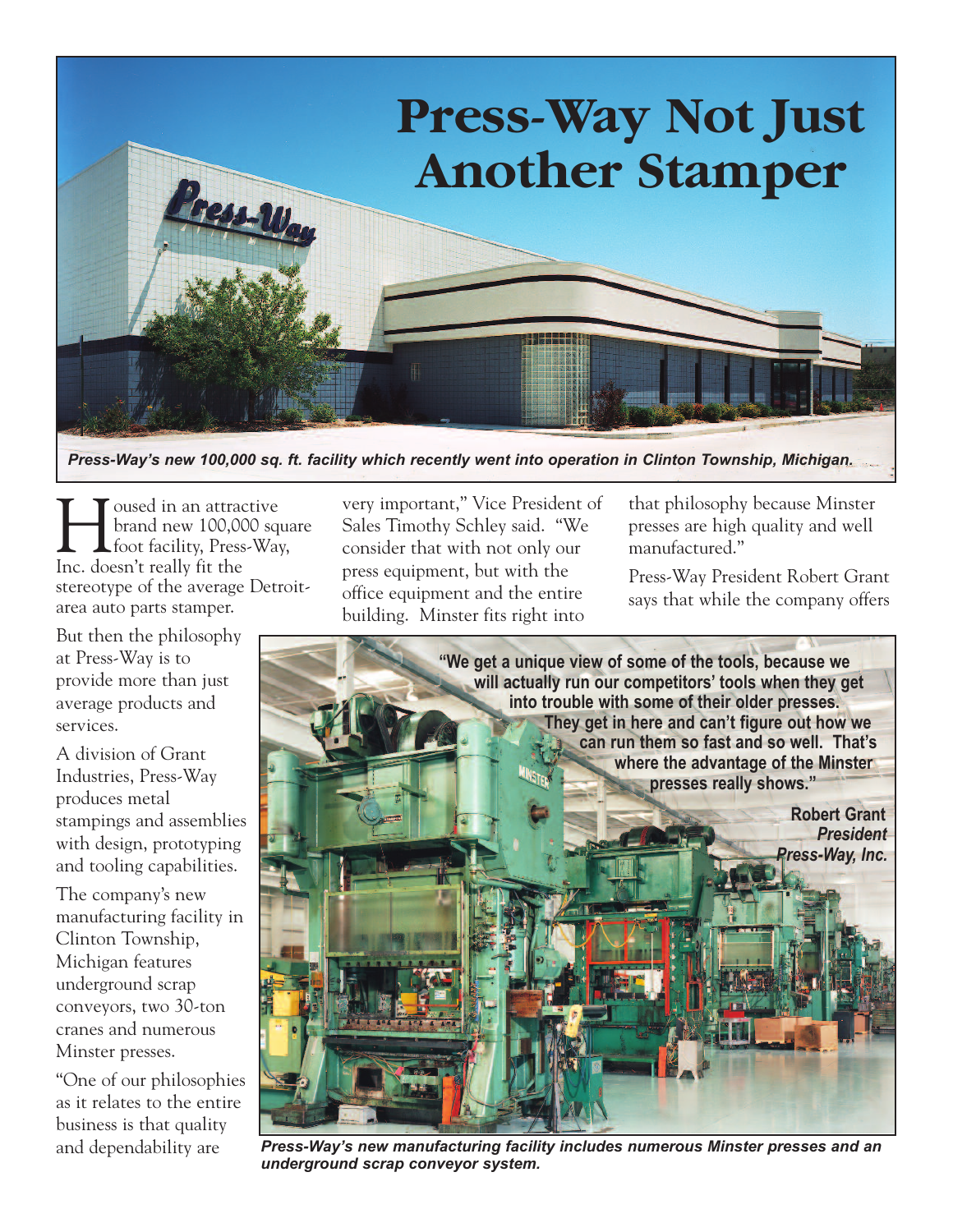# Press-Way Not Just Another Stamper

*Press-Way's new 100,000 sq. ft. facility which recently went into operation in Clinton Township, Michigan.*

Housed in an attractive brand new 100,000 square foot facility, Press-Way, Inc. doesn't really fit the stereotype of the average Detroit-area auto parts stamper.

But then the philosophy at Press-Way is to provide more than just average products and services.

A division of Grant Industries, Press-Way produces metal stampings and assemblies with design, prototyping and tooling capabilities.

The company's new manufacturing facility in Clinton Township, Michigan features underground scrap conveyors, two 30-ton cranes and numerous Minster presses.

"One of our philosophies as it relates to the entire business is that quality and dependability are very important," Vice President of Sales Timothy Schley said. "We consider that with not only our press equipment, but with the office equipment and the entire building. Minster fits right into that philosophy because Minster presses are high quality and well manufactured."

Press-Way President Robert Grant says that while the company offers

**"We get a unique view of some of the tools, because we will actually run our competitors' tools when they get into trouble with some of their older presses. They get in here and can't figure out how we can run them so fast and so well. That's where the advantage of the Minster presses really shows."**

**Robert Grant**
***President***
***Press-Way, Inc.***

*Press-Way's new manufacturing facility includes numerous Minster presses and an underground scrap conveyor system.*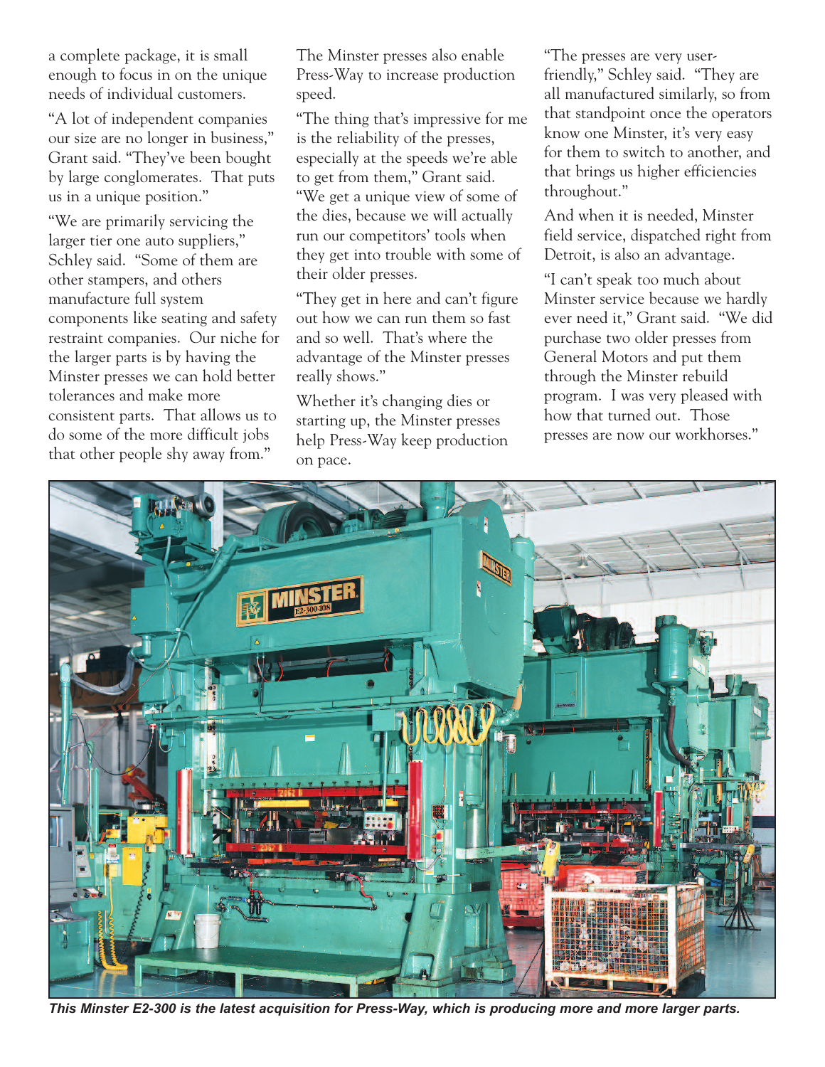a complete package, it is small enough to focus in on the unique needs of individual customers.

"A lot of independent companies our size are no longer in business," Grant said. "They've been bought by large conglomerates. That puts us in a unique position."

"We are primarily servicing the larger tier one auto suppliers," Schley said. "Some of them are other stampers, and others manufacture full system components like seating and safety restraint companies. Our niche for the larger parts is by having the Minster presses we can hold better tolerances and make more consistent parts. That allows us to do some of the more difficult jobs that other people shy away from."

The Minster presses also enable Press-Way to increase production speed.

"The thing that's impressive for me is the reliability of the presses, especially at the speeds we're able to get from them," Grant said. "We get a unique view of some of the dies, because we will actually run our competitors' tools when they get into trouble with some of their older presses.

"They get in here and can't figure out how we can run them so fast and so well. That's where the advantage of the Minster presses really shows."

Whether it's changing dies or starting up, the Minster presses help Press-Way keep production on pace.

"The presses are very user-friendly," Schley said. "They are all manufactured similarly, so from that standpoint once the operators know one Minster, it's very easy for them to switch to another, and that brings us higher efficiencies throughout."

And when it is needed, Minster field service, dispatched right from Detroit, is also an advantage.

"I can't speak too much about Minster service because we hardly ever need it," Grant said. "We did purchase two older presses from General Motors and put them through the Minster rebuild program. I was very pleased with how that turned out. Those presses are now our workhorses."

*This Minster E2-300 is the latest acquisition for Press-Way, which is producing more and more larger parts.*